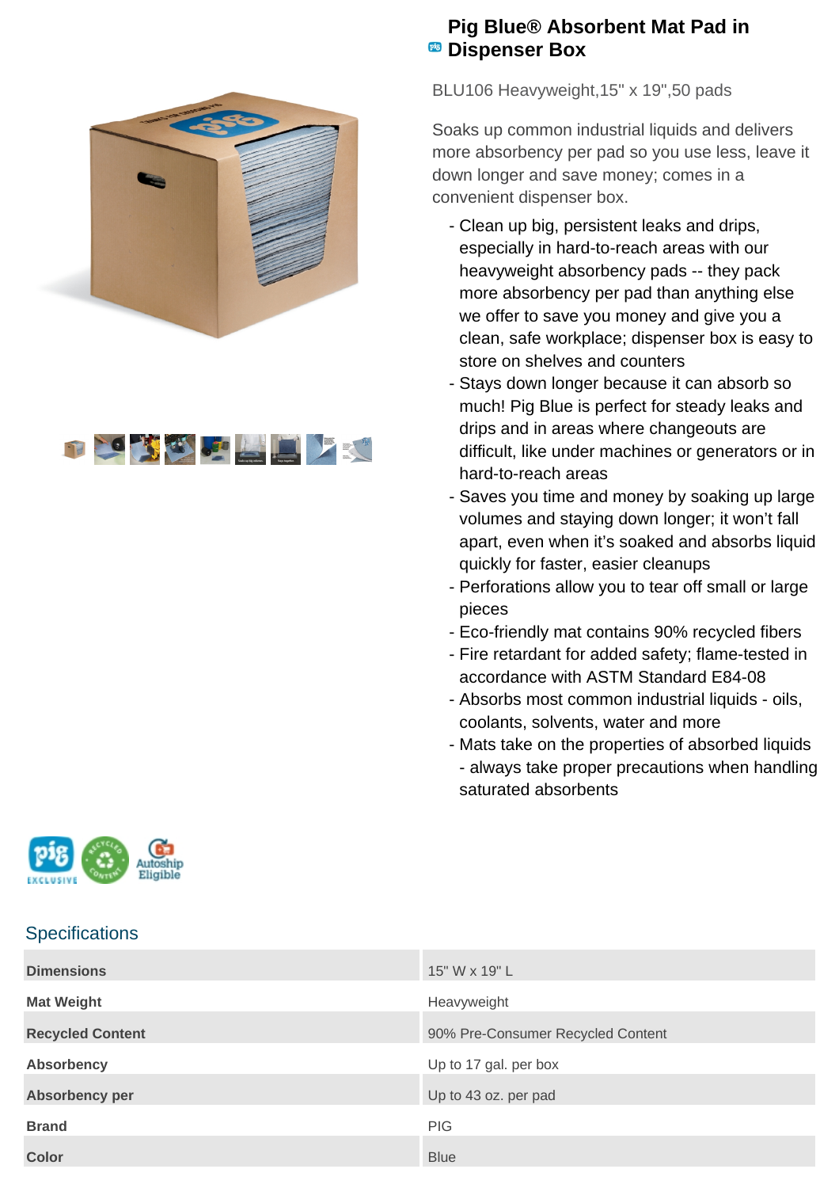# Pig Blue® Absorbent Mat Pad in Dispenser Box

BLU106 Heavyweight,15" x 19",50 pads

Soaks up common industrial liquids and delivers more absorbency per pad so you use less, leave it down longer and save money; comes in a convenient dispenser box.

- Clean up big, persistent leaks and drips, especially in hard-to-reach areas with our heavyweight absorbency pads -- they pack more absorbency per pad than anything else we offer to save you money and give you a clean, safe workplace; dispenser box is easy to store on shelves and counters
- Stays down longer because it can absorb so much! Pig Blue is perfect for steady leaks and drips and in areas where changeouts are difficult, like under machines or generators or in hard-to-reach areas
- Saves you time and money by soaking up large volumes and staying down longer; it won't fall apart, even when it's soaked and absorbs liquid quickly for faster, easier cleanups
- Perforations allow you to tear off small or large pieces
- Eco-friendly mat contains 90% recycled fibers
- Fire retardant for added safety; flame-tested in accordance with ASTM Standard E84-08
- Absorbs most common industrial liquids - oils, coolants, solvents, water and more
- Mats take on the properties of absorbed liquids - always take proper precautions when handling saturated absorbents

## Specifications

| | |
|---|---|
| **Dimensions** | 15" W x 19" L |
| **Mat Weight** | Heavyweight |
| **Recycled Content** | 90% Pre-Consumer Recycled Content |
| **Absorbency** | Up to 17 gal. per box |
| **Absorbency per** | Up to 43 oz. per pad |
| **Brand** | PIG |
| **Color** | Blue |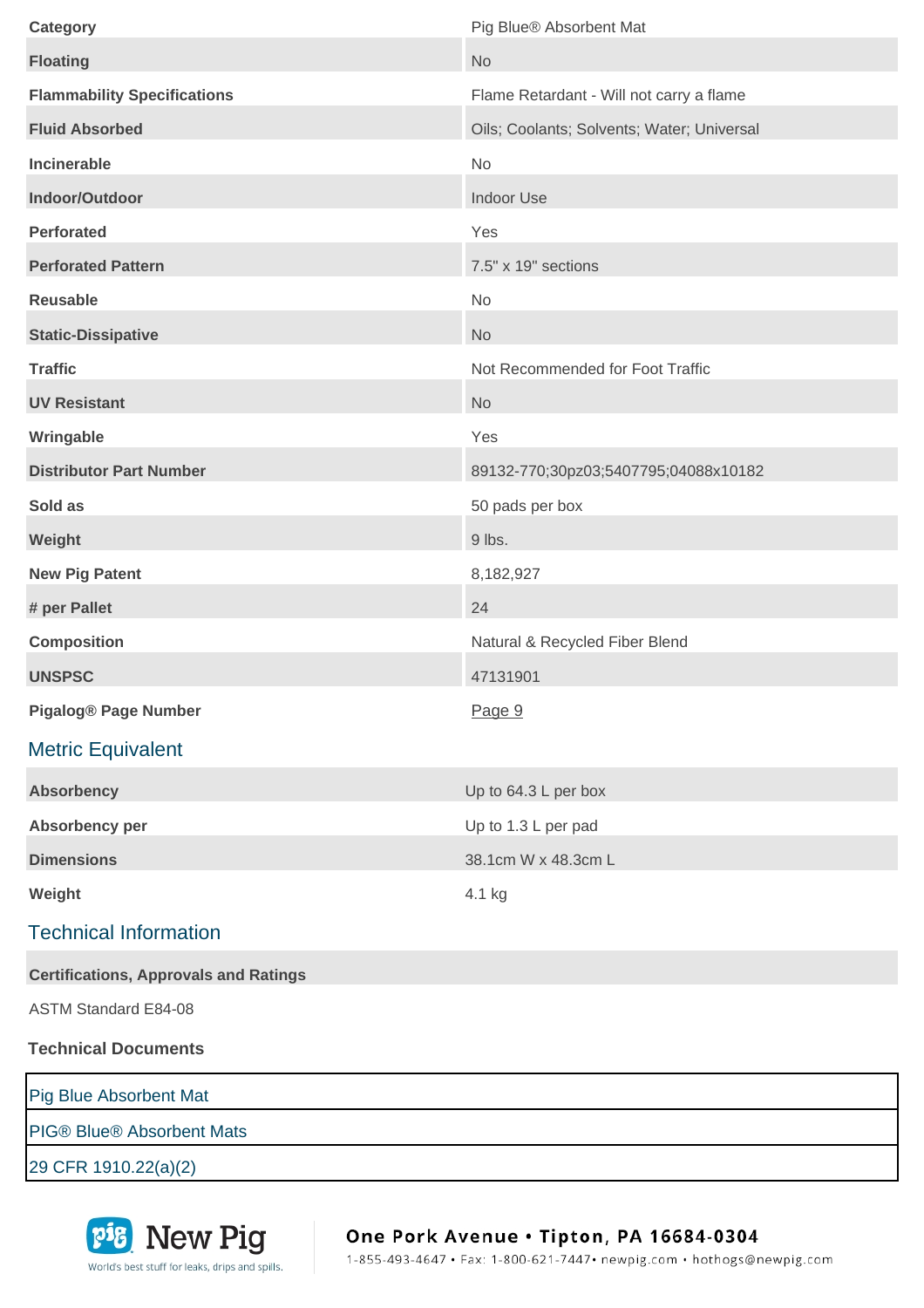| | |
|---|---|
| **Category** | Pig Blue® Absorbent Mat |
| **Floating** | No |
| **Flammability Specifications** | Flame Retardant - Will not carry a flame |
| **Fluid Absorbed** | Oils; Coolants; Solvents; Water; Universal |
| **Incinerable** | No |
| **Indoor/Outdoor** | Indoor Use |
| **Perforated** | Yes |
| **Perforated Pattern** | 7.5" x 19" sections |
| **Reusable** | No |
| **Static-Dissipative** | No |
| **Traffic** | Not Recommended for Foot Traffic |
| **UV Resistant** | No |
| **Wringable** | Yes |
| **Distributor Part Number** | 89132-770;30pz03;5407795;04088x10182 |
| **Sold as** | 50 pads per box |
| **Weight** | 9 lbs. |
| **New Pig Patent** | 8,182,927 |
| **# per Pallet** | 24 |
| **Composition** | Natural & Recycled Fiber Blend |
| **UNSPSC** | 47131901 |
| **Pigalog® Page Number** | Page 9 |

## Metric Equivalent

| | |
|---|---|
| **Absorbency** | Up to 64.3 L per box |
| **Absorbency per** | Up to 1.3 L per pad |
| **Dimensions** | 38.1cm W x 48.3cm L |
| **Weight** | 4.1 kg |

## Technical Information

**Certifications, Approvals and Ratings**

ASTM Standard E84-08

### Technical Documents

- Pig Blue Absorbent Mat
- PIG® Blue® Absorbent Mats
- 29 CFR 1910.22(a)(2)

New Pig — World's best stuff for leaks, drips and spills.

**One Pork Avenue • Tipton, PA 16684-0304**

1-855-493-4647 • Fax: 1-800-621-7447• newpig.com • hothogs@newpig.com